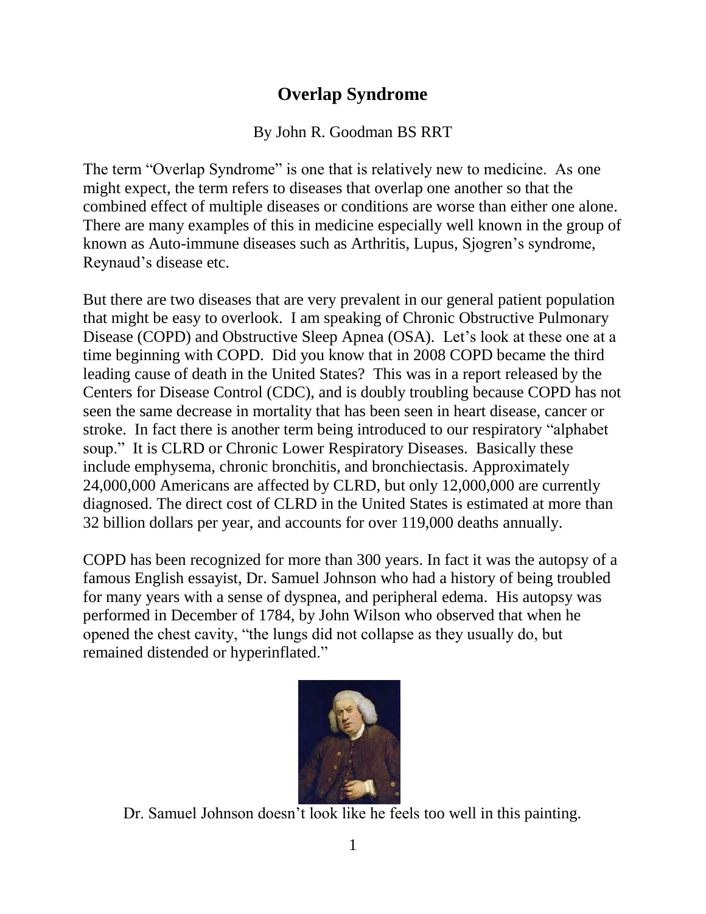# Overlap Syndrome

By John R. Goodman BS RRT

The term "Overlap Syndrome" is one that is relatively new to medicine. As one might expect, the term refers to diseases that overlap one another so that the combined effect of multiple diseases or conditions are worse than either one alone. There are many examples of this in medicine especially well known in the group of known as Auto-immune diseases such as Arthritis, Lupus, Sjogren's syndrome, Reynaud's disease etc.

But there are two diseases that are very prevalent in our general patient population that might be easy to overlook. I am speaking of Chronic Obstructive Pulmonary Disease (COPD) and Obstructive Sleep Apnea (OSA). Let's look at these one at a time beginning with COPD. Did you know that in 2008 COPD became the third leading cause of death in the United States? This was in a report released by the Centers for Disease Control (CDC), and is doubly troubling because COPD has not seen the same decrease in mortality that has been seen in heart disease, cancer or stroke. In fact there is another term being introduced to our respiratory "alphabet soup." It is CLRD or Chronic Lower Respiratory Diseases. Basically these include emphysema, chronic bronchitis, and bronchiectasis. Approximately 24,000,000 Americans are affected by CLRD, but only 12,000,000 are currently diagnosed. The direct cost of CLRD in the United States is estimated at more than 32 billion dollars per year, and accounts for over 119,000 deaths annually.

COPD has been recognized for more than 300 years. In fact it was the autopsy of a famous English essayist, Dr. Samuel Johnson who had a history of being troubled for many years with a sense of dyspnea, and peripheral edema. His autopsy was performed in December of 1784, by John Wilson who observed that when he opened the chest cavity, "the lungs did not collapse as they usually do, but remained distended or hyperinflated."

Dr. Samuel Johnson doesn't look like he feels too well in this painting.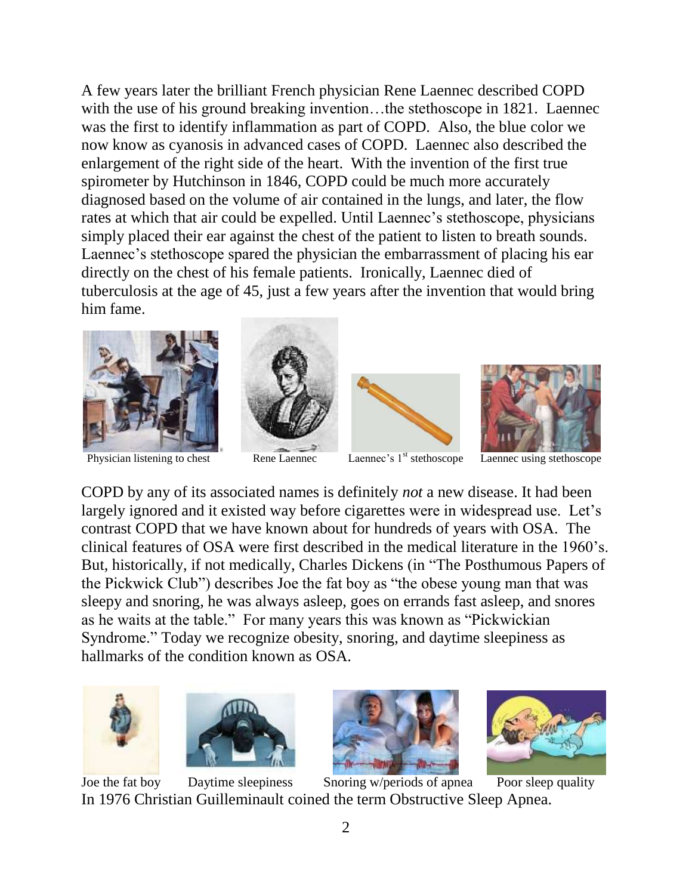A few years later the brilliant French physician Rene Laennec described COPD with the use of his ground breaking invention…the stethoscope in 1821. Laennec was the first to identify inflammation as part of COPD. Also, the blue color we now know as cyanosis in advanced cases of COPD. Laennec also described the enlargement of the right side of the heart. With the invention of the first true spirometer by Hutchinson in 1846, COPD could be much more accurately diagnosed based on the volume of air contained in the lungs, and later, the flow rates at which that air could be expelled. Until Laennec's stethoscope, physicians simply placed their ear against the chest of the patient to listen to breath sounds. Laennec's stethoscope spared the physician the embarrassment of placing his ear directly on the chest of his female patients. Ironically, Laennec died of tuberculosis at the age of 45, just a few years after the invention that would bring him fame.

Physician listening to chest    Rene Laennec    Laennec's 1st stethoscope    Laennec using stethoscope

COPD by any of its associated names is definitely *not* a new disease. It had been largely ignored and it existed way before cigarettes were in widespread use. Let's contrast COPD that we have known about for hundreds of years with OSA. The clinical features of OSA were first described in the medical literature in the 1960's. But, historically, if not medically, Charles Dickens (in "The Posthumous Papers of the Pickwick Club") describes Joe the fat boy as "the obese young man that was sleepy and snoring, he was always asleep, goes on errands fast asleep, and snores as he waits at the table." For many years this was known as "Pickwickian Syndrome." Today we recognize obesity, snoring, and daytime sleepiness as hallmarks of the condition known as OSA.

Joe the fat boy    Daytime sleepiness    Snoring w/periods of apnea    Poor sleep quality

In 1976 Christian Guilleminault coined the term Obstructive Sleep Apnea.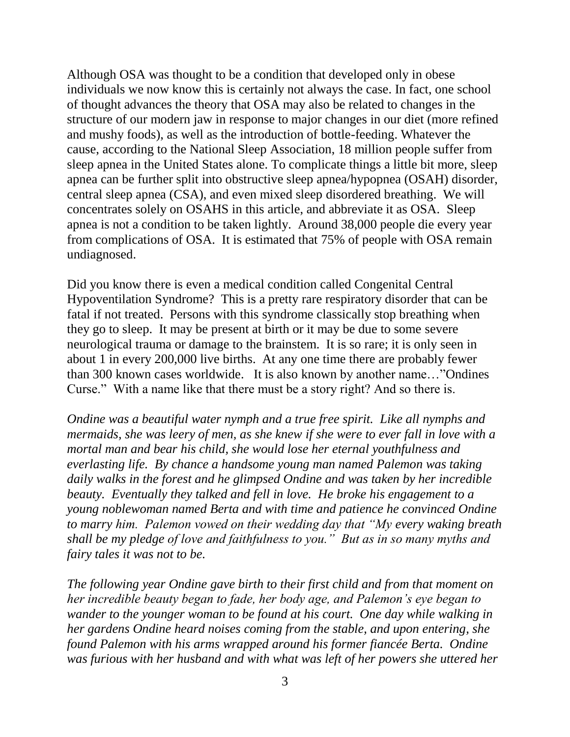Although OSA was thought to be a condition that developed only in obese individuals we now know this is certainly not always the case. In fact, one school of thought advances the theory that OSA may also be related to changes in the structure of our modern jaw in response to major changes in our diet (more refined and mushy foods), as well as the introduction of bottle-feeding. Whatever the cause, according to the National Sleep Association, 18 million people suffer from sleep apnea in the United States alone. To complicate things a little bit more, sleep apnea can be further split into obstructive sleep apnea/hypopnea (OSAH) disorder, central sleep apnea (CSA), and even mixed sleep disordered breathing. We will concentrates solely on OSAHS in this article, and abbreviate it as OSA. Sleep apnea is not a condition to be taken lightly. Around 38,000 people die every year from complications of OSA. It is estimated that 75% of people with OSA remain undiagnosed.

Did you know there is even a medical condition called Congenital Central Hypoventilation Syndrome? This is a pretty rare respiratory disorder that can be fatal if not treated. Persons with this syndrome classically stop breathing when they go to sleep. It may be present at birth or it may be due to some severe neurological trauma or damage to the brainstem. It is so rare; it is only seen in about 1 in every 200,000 live births. At any one time there are probably fewer than 300 known cases worldwide. It is also known by another name…"Ondines Curse." With a name like that there must be a story right? And so there is.

*Ondine was a beautiful water nymph and a true free spirit. Like all nymphs and mermaids, she was leery of men, as she knew if she were to ever fall in love with a mortal man and bear his child, she would lose her eternal youthfulness and everlasting life. By chance a handsome young man named Palemon was taking daily walks in the forest and he glimpsed Ondine and was taken by her incredible beauty. Eventually they talked and fell in love. He broke his engagement to a young noblewoman named Berta and with time and patience he convinced Ondine to marry him. Palemon vowed on their wedding day that "My every waking breath shall be my pledge of love and faithfulness to you." But as in so many myths and fairy tales it was not to be.*

*The following year Ondine gave birth to their first child and from that moment on her incredible beauty began to fade, her body age, and Palemon's eye began to wander to the younger woman to be found at his court. One day while walking in her gardens Ondine heard noises coming from the stable, and upon entering, she found Palemon with his arms wrapped around his former fiancée Berta. Ondine was furious with her husband and with what was left of her powers she uttered her*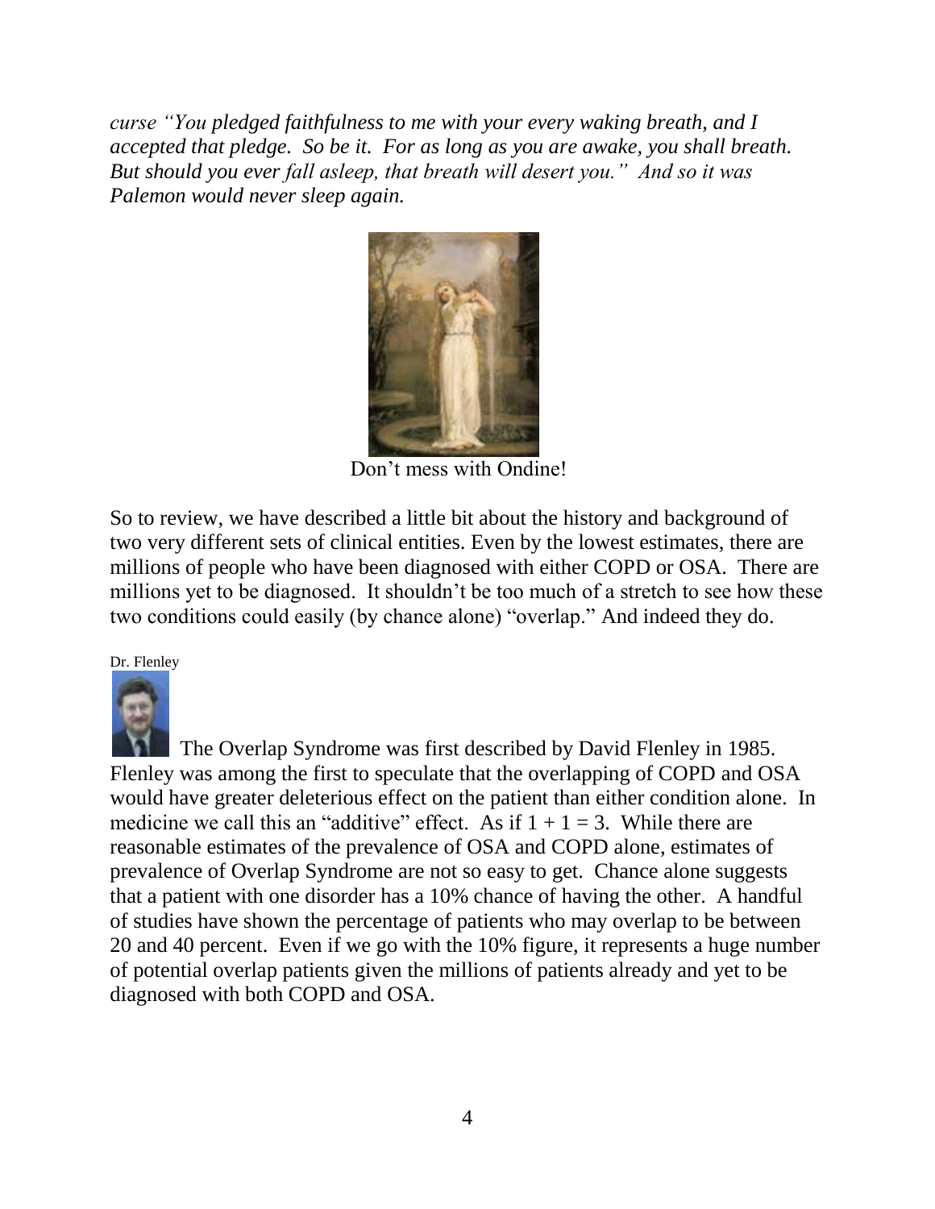*curse "You pledged faithfulness to me with your every waking breath, and I accepted that pledge. So be it. For as long as you are awake, you shall breath. But should you ever fall asleep, that breath will desert you." And so it was Palemon would never sleep again.*

Don't mess with Ondine!

So to review, we have described a little bit about the history and background of two very different sets of clinical entities. Even by the lowest estimates, there are millions of people who have been diagnosed with either COPD or OSA. There are millions yet to be diagnosed. It shouldn't be too much of a stretch to see how these two conditions could easily (by chance alone) "overlap." And indeed they do.

Dr. Flenley

The Overlap Syndrome was first described by David Flenley in 1985. Flenley was among the first to speculate that the overlapping of COPD and OSA would have greater deleterious effect on the patient than either condition alone. In medicine we call this an "additive" effect. As if 1 + 1 = 3. While there are reasonable estimates of the prevalence of OSA and COPD alone, estimates of prevalence of Overlap Syndrome are not so easy to get. Chance alone suggests that a patient with one disorder has a 10% chance of having the other. A handful of studies have shown the percentage of patients who may overlap to be between 20 and 40 percent. Even if we go with the 10% figure, it represents a huge number of potential overlap patients given the millions of patients already and yet to be diagnosed with both COPD and OSA.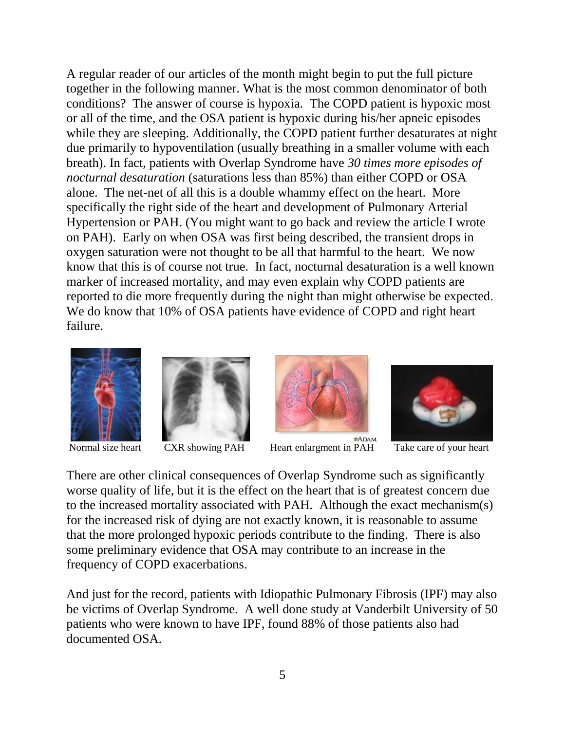A regular reader of our articles of the month might begin to put the full picture together in the following manner. What is the most common denominator of both conditions? The answer of course is hypoxia. The COPD patient is hypoxic most or all of the time, and the OSA patient is hypoxic during his/her apneic episodes while they are sleeping. Additionally, the COPD patient further desaturates at night due primarily to hypoventilation (usually breathing in a smaller volume with each breath). In fact, patients with Overlap Syndrome have *30 times more episodes of nocturnal desaturation* (saturations less than 85%) than either COPD or OSA alone. The net-net of all this is a double whammy effect on the heart. More specifically the right side of the heart and development of Pulmonary Arterial Hypertension or PAH. (You might want to go back and review the article I wrote on PAH). Early on when OSA was first being described, the transient drops in oxygen saturation were not thought to be all that harmful to the heart. We now know that this is of course not true. In fact, nocturnal desaturation is a well known marker of increased mortality, and may even explain why COPD patients are reported to die more frequently during the night than might otherwise be expected. We do know that 10% of OSA patients have evidence of COPD and right heart failure.

Normal size heart CXR showing PAH Heart enlargment in PAH Take care of your heart

There are other clinical consequences of Overlap Syndrome such as significantly worse quality of life, but it is the effect on the heart that is of greatest concern due to the increased mortality associated with PAH. Although the exact mechanism(s) for the increased risk of dying are not exactly known, it is reasonable to assume that the more prolonged hypoxic periods contribute to the finding. There is also some preliminary evidence that OSA may contribute to an increase in the frequency of COPD exacerbations.

And just for the record, patients with Idiopathic Pulmonary Fibrosis (IPF) may also be victims of Overlap Syndrome. A well done study at Vanderbilt University of 50 patients who were known to have IPF, found 88% of those patients also had documented OSA.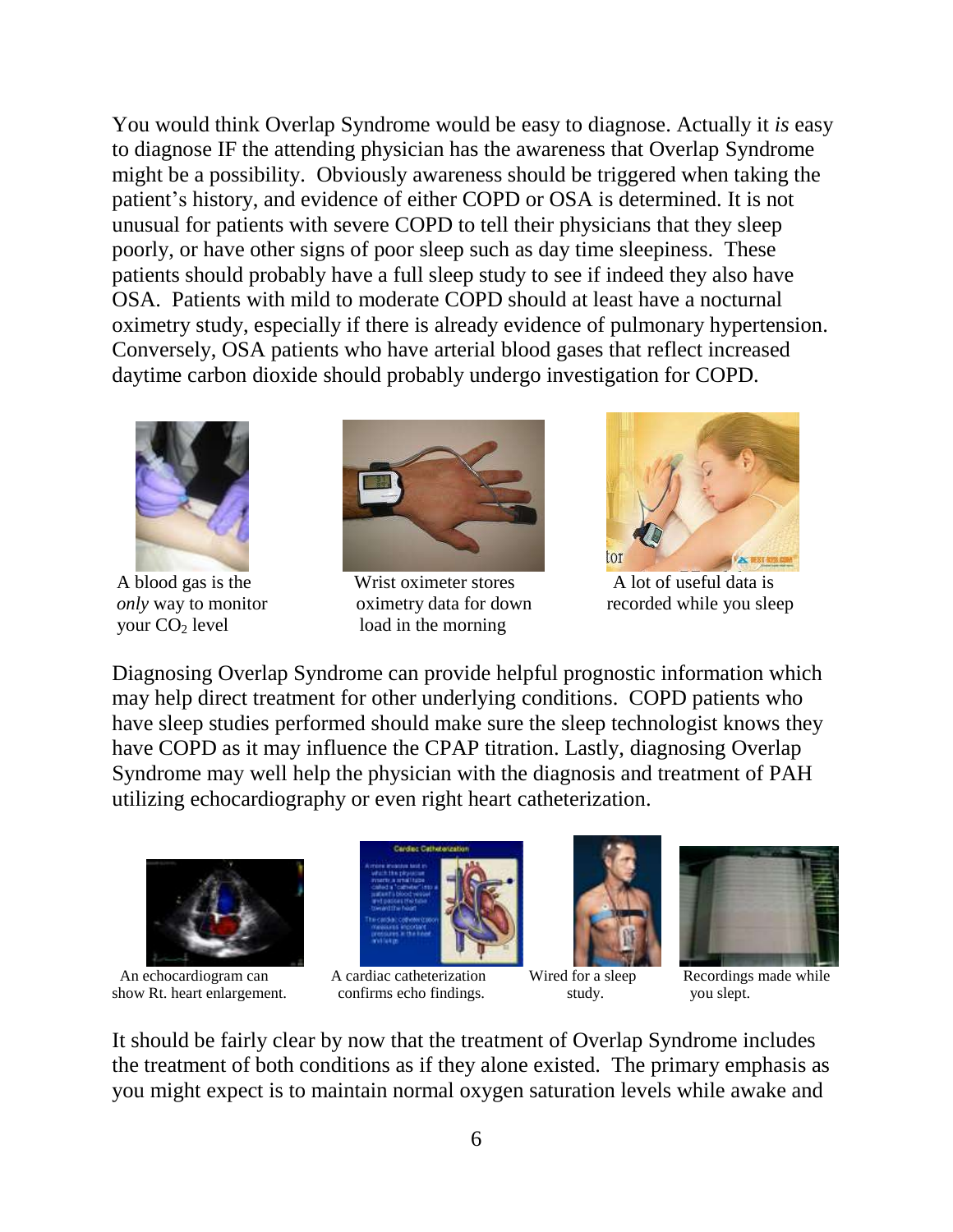You would think Overlap Syndrome would be easy to diagnose. Actually it *is* easy to diagnose IF the attending physician has the awareness that Overlap Syndrome might be a possibility. Obviously awareness should be triggered when taking the patient's history, and evidence of either COPD or OSA is determined. It is not unusual for patients with severe COPD to tell their physicians that they sleep poorly, or have other signs of poor sleep such as day time sleepiness. These patients should probably have a full sleep study to see if indeed they also have OSA. Patients with mild to moderate COPD should at least have a nocturnal oximetry study, especially if there is already evidence of pulmonary hypertension. Conversely, OSA patients who have arterial blood gases that reflect increased daytime carbon dioxide should probably undergo investigation for COPD.

A blood gas is the *only* way to monitor your $CO_2$ level

Wrist oximeter stores oximetry data for down load in the morning

A lot of useful data is recorded while you sleep

Diagnosing Overlap Syndrome can provide helpful prognostic information which may help direct treatment for other underlying conditions. COPD patients who have sleep studies performed should make sure the sleep technologist knows they have COPD as it may influence the CPAP titration. Lastly, diagnosing Overlap Syndrome may well help the physician with the diagnosis and treatment of PAH utilizing echocardiography or even right heart catheterization.

An echocardiogram can show Rt. heart enlargement.

A cardiac catheterization confirms echo findings.

Wired for a sleep study.

Recordings made while you slept.

It should be fairly clear by now that the treatment of Overlap Syndrome includes the treatment of both conditions as if they alone existed. The primary emphasis as you might expect is to maintain normal oxygen saturation levels while awake and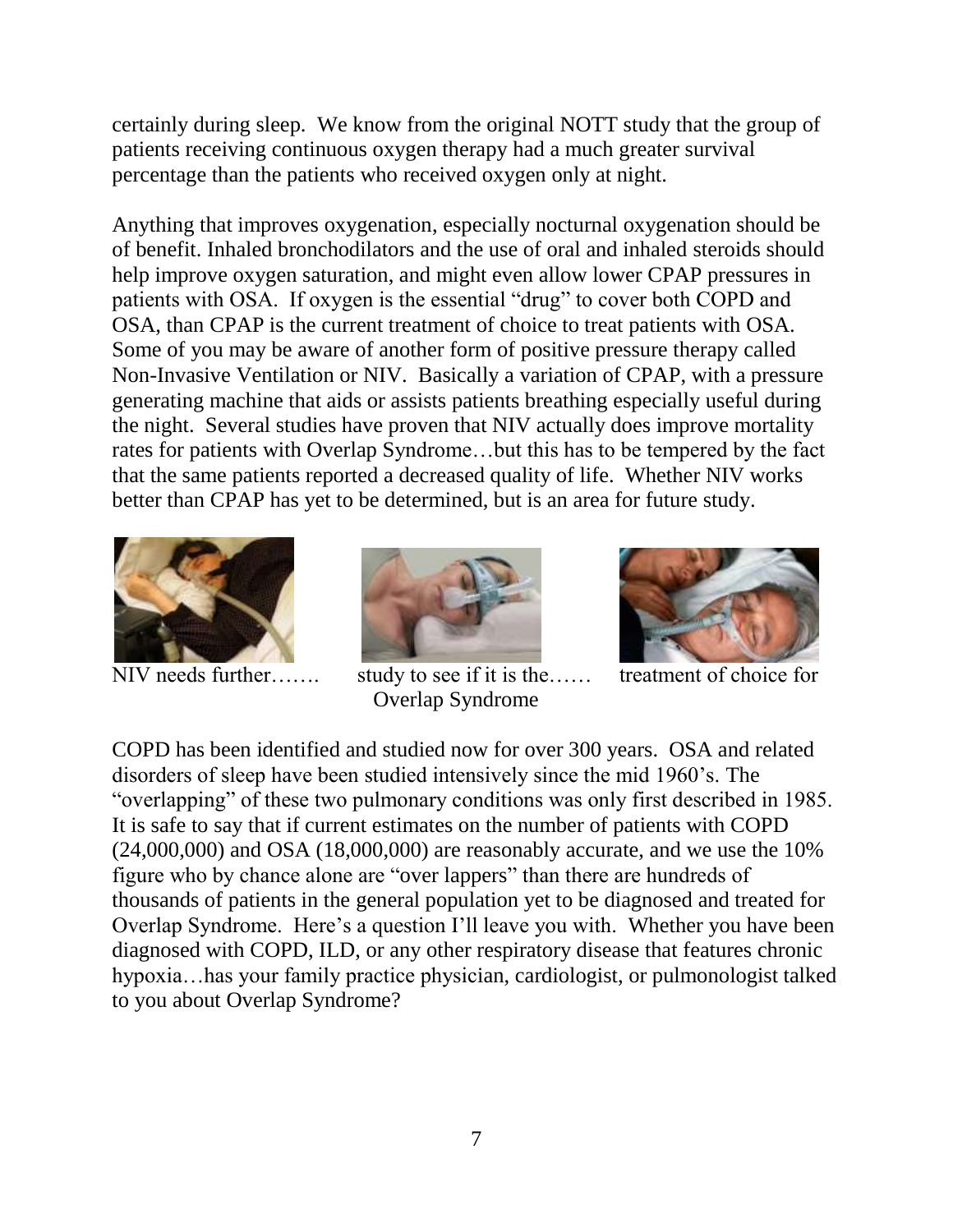certainly during sleep. We know from the original NOTT study that the group of patients receiving continuous oxygen therapy had a much greater survival percentage than the patients who received oxygen only at night.

Anything that improves oxygenation, especially nocturnal oxygenation should be of benefit. Inhaled bronchodilators and the use of oral and inhaled steroids should help improve oxygen saturation, and might even allow lower CPAP pressures in patients with OSA. If oxygen is the essential "drug" to cover both COPD and OSA, than CPAP is the current treatment of choice to treat patients with OSA. Some of you may be aware of another form of positive pressure therapy called Non-Invasive Ventilation or NIV. Basically a variation of CPAP, with a pressure generating machine that aids or assists patients breathing especially useful during the night. Several studies have proven that NIV actually does improve mortality rates for patients with Overlap Syndrome…but this has to be tempered by the fact that the same patients reported a decreased quality of life. Whether NIV works better than CPAP has yet to be determined, but is an area for future study.

NIV needs further……. study to see if it is the…… treatment of choice for Overlap Syndrome

COPD has been identified and studied now for over 300 years. OSA and related disorders of sleep have been studied intensively since the mid 1960's. The "overlapping" of these two pulmonary conditions was only first described in 1985. It is safe to say that if current estimates on the number of patients with COPD (24,000,000) and OSA (18,000,000) are reasonably accurate, and we use the 10% figure who by chance alone are "over lappers" than there are hundreds of thousands of patients in the general population yet to be diagnosed and treated for Overlap Syndrome. Here's a question I'll leave you with. Whether you have been diagnosed with COPD, ILD, or any other respiratory disease that features chronic hypoxia…has your family practice physician, cardiologist, or pulmonologist talked to you about Overlap Syndrome?